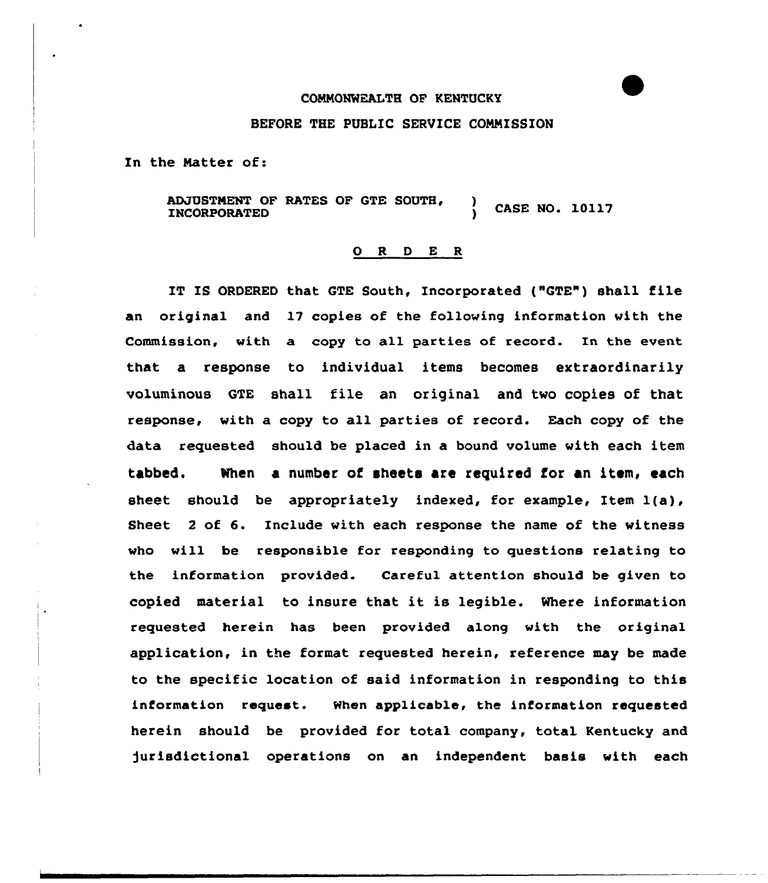COMMONWEALTH OF KENTUCKY

BEFORE THE PUBLIC SERVICE COMMISSION

In the Matter of:

ADJUSTMENT OF RATES OF GTE SOUTH, INCORPORATED ) CASE NO. 10117

## O R D E R

IT IS ORDERED that GTE South, Incorporated ("GTE") shall file an original and 17 copies of the following information with the Commission, with a copy to all parties of record. In the event that a response to individual items becomes extraordinarily voluminous GTE shall file an original and two copies of that response, with a copy to all parties of record. Each copy of the data requested should be placed in a bound volume with each item tabbed. When a number of sheets are required for an item, each sheet should be appropriately indexed, for example, Item 1(a), Sheet 2 of 6. Include with each response the name of the witness who will be responsible for responding to questions relating to the information provided. Careful attention should be given to copied material to insure that it is legible. Where information requested herein has been provided along with the original application, in the format requested herein, reference may be made to the specific location of said information in responding to this information request. When applicable, the information requested herein should be provided for total company, total Kentucky and jurisdictional operations on an independent basis with each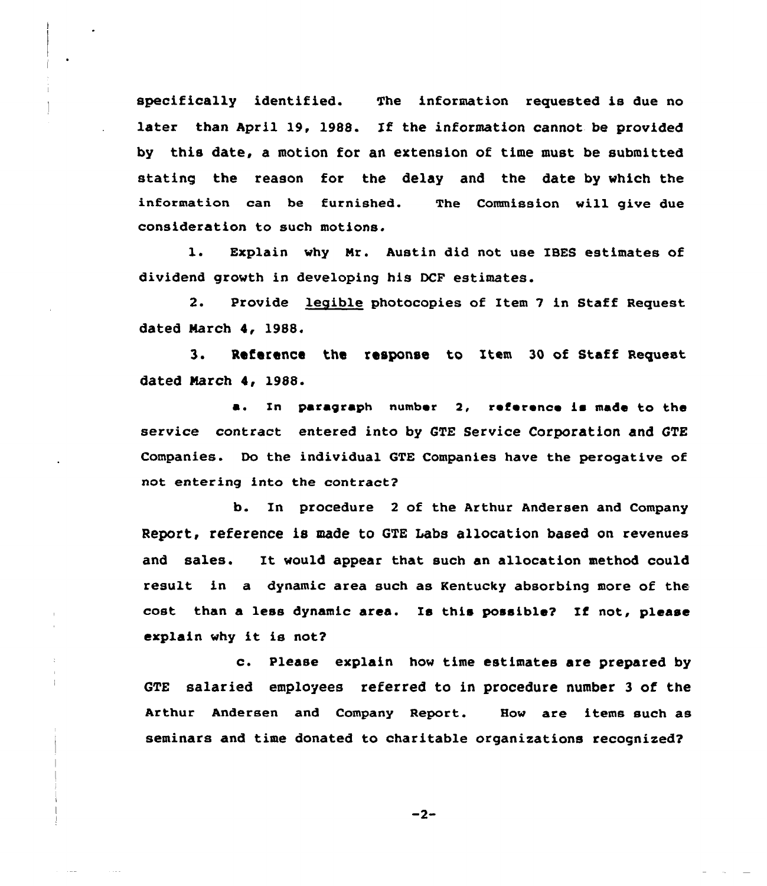specifically identified. The information requested is due no later than April 19, 1988. If the information cannot be provided by this date, a motion for an extension of time must be submitted stating the reason for the delay and the date by which the information can be furnished. The Commission will give due consideration to such motions.

1. Explain why Mr. Austin did not use IBES estimates of dividend growth in developing his DCF estimates.

2. Provide legible photocopies of Item 7 in Staff Request dated March 4, 1988.

3. Reference the response to Item 30 of Staff Request dated March 4, 1988.

a. In paragraph number 2, reference is made to the service contract entered into by GTE Service Corporation and GTE Companies. Do the individual GTE Companies have the perogative of not entering into the contract?

b. In procedure 2 of the Arthur Andersen and Company Report, reference is made to GTE Labs allocation based on revenues and sales. It would appear that such an allocation method could result in a dynamic area such as Kentucky absorbing more of the cost than a less dynamic area. Is this possible? If not, please explain why it is not?

c. Please explain how time estimates are prepared by GTE salaried employees referred to in procedure number 3 of the Arthur Andersen and Company Report. How are items such as seminars and time donated to charitable organizations recognized?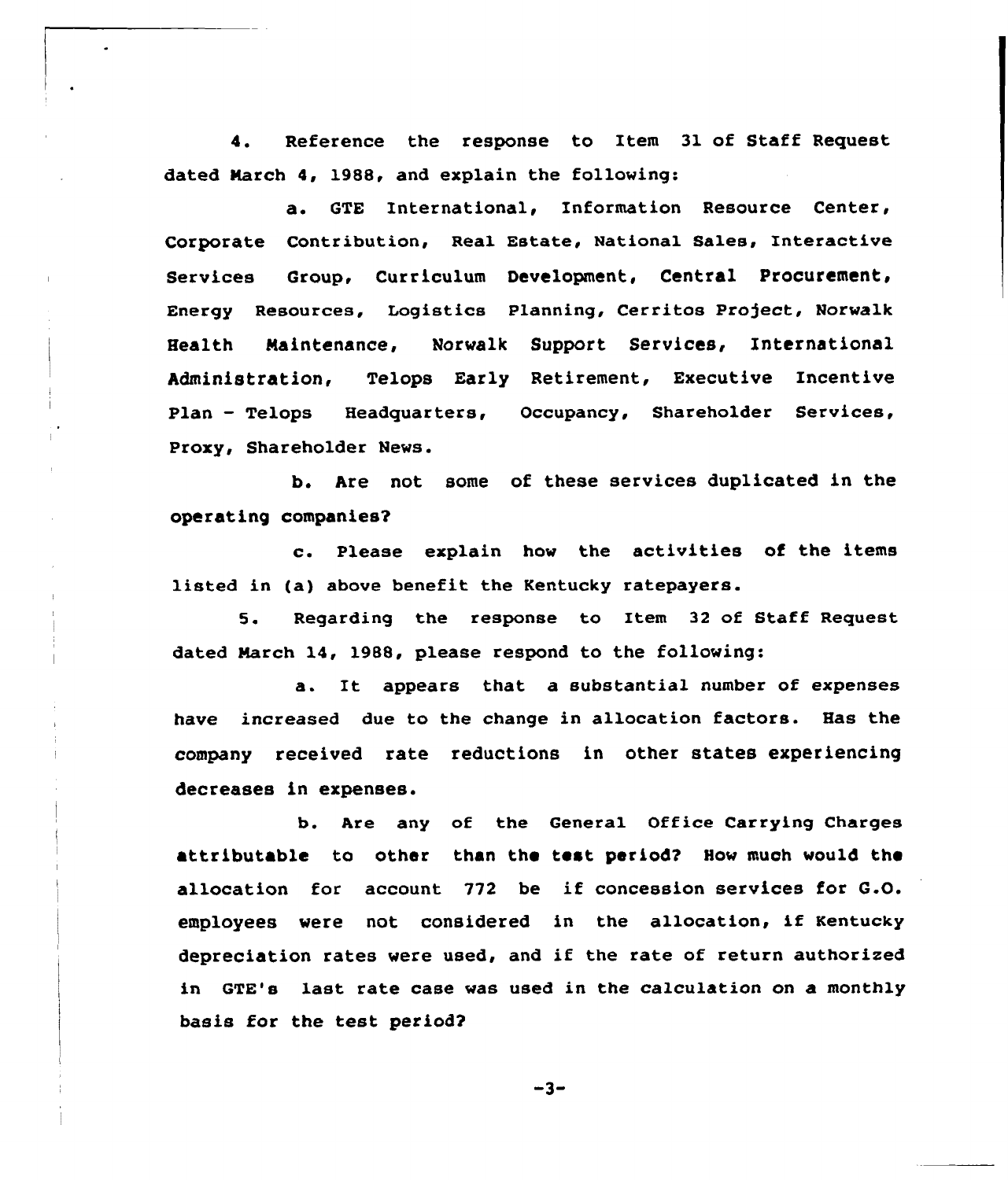4. Reference the response to Item 31 of Staff Request dated March 4, 1988, and explain the following:

a. GTE International, Information Resource Center, Corporate Contribution, Real Estate, National Sales, Interactive Services Group, Curriculum Development, Central Procurement, Energy Resources, Logistics Planning, Cerritos Project, Norwalk Health Maintenance, Norwalk Support Services, International Administration, Telops Early Retirement, Executive Incentive Plan - Telops Headquarters, Occupancy, Shareholder Services, Proxy, Shareholder News.

b. Are not some of these services duplicated in the operating companies?

c. Please explain how the activities of the items listed in (a) above benefit the Kentucky ratepayers.

5. Regarding the response to Item 32 of Staff Request dated March 14, 1988, please respond to the following:

a. It appears that a substantial number of expenses have increased due to the change in allocation factors. Has the company received rate reductions in other states experiencing decreases in expenses.

b. Are any of the General Office Carrying Charges attributable to other than the test period? How much would the allocation for account 772 be if concession services for G.O. employees were not considered in the allocation, if Kentucky depreciation rates were used, and if the rate of return authorized in GTE's last rate case was used in the calculation on a monthly basis for the test period?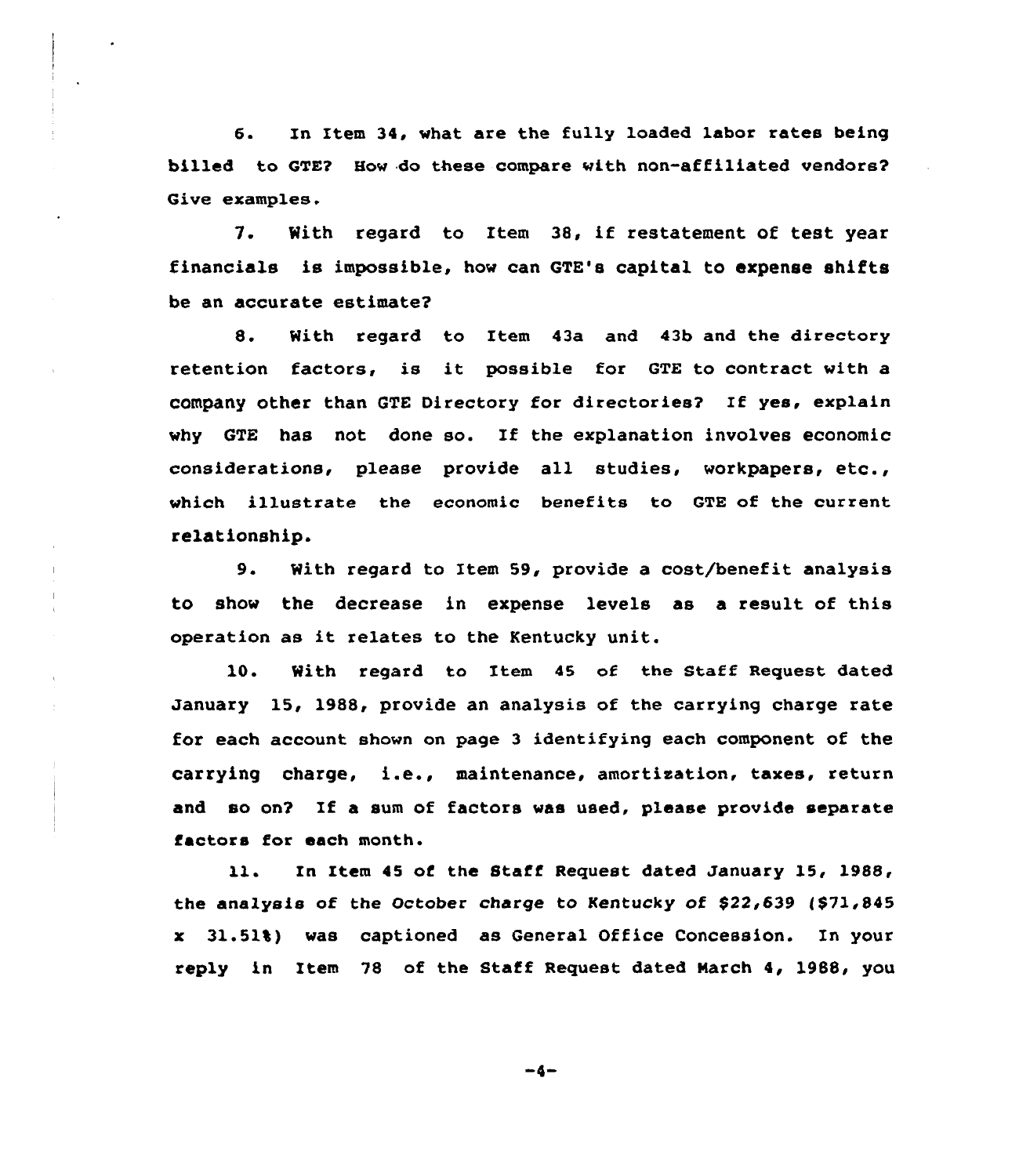6. In Item 34, what are the fully loaded labor rates being billed to GTE? How do these compare with non-affiliated vendors? Give examples.

7. With regard to Item 38, if restatement of test year financials is impossible, how can GTE's capital to expense shifts be an accurate estimate?

8. With regard to Item 43a and 43b and the directory retention factors, is it possible for GTE to contract with a company other than GTE Directory for directories? If yes, explain why GTE has not done so. If the explanation involves economic considerations, please provide all studies, workpapers, etc., which illustrate the economic benefits to GTE of the current relationship.

9. With regard to Item 59, provide a cost/benefit analysis to show the decrease in expense levels as a result of this operation as it relates to the Kentucky unit.

10. With regard to Item 45 of the Staff Request dated January 15, 1988, provide an analysis of the carrying charge rate for each account shown on page 3 identifying each component of the carrying charge, i.e., maintenance, amortization, taxes, return and so on? If a sum of factors was used, please provide separate factors for each month.

11. In Item 45 of the Staff Request dated January 15, 1988, the analysis of the October charge to Kentucky of $22,639 ($71,845 x 31.51%) was captioned as General Office Concession. In your reply in Item 78 of the Staff Request dated March 4, 1988, you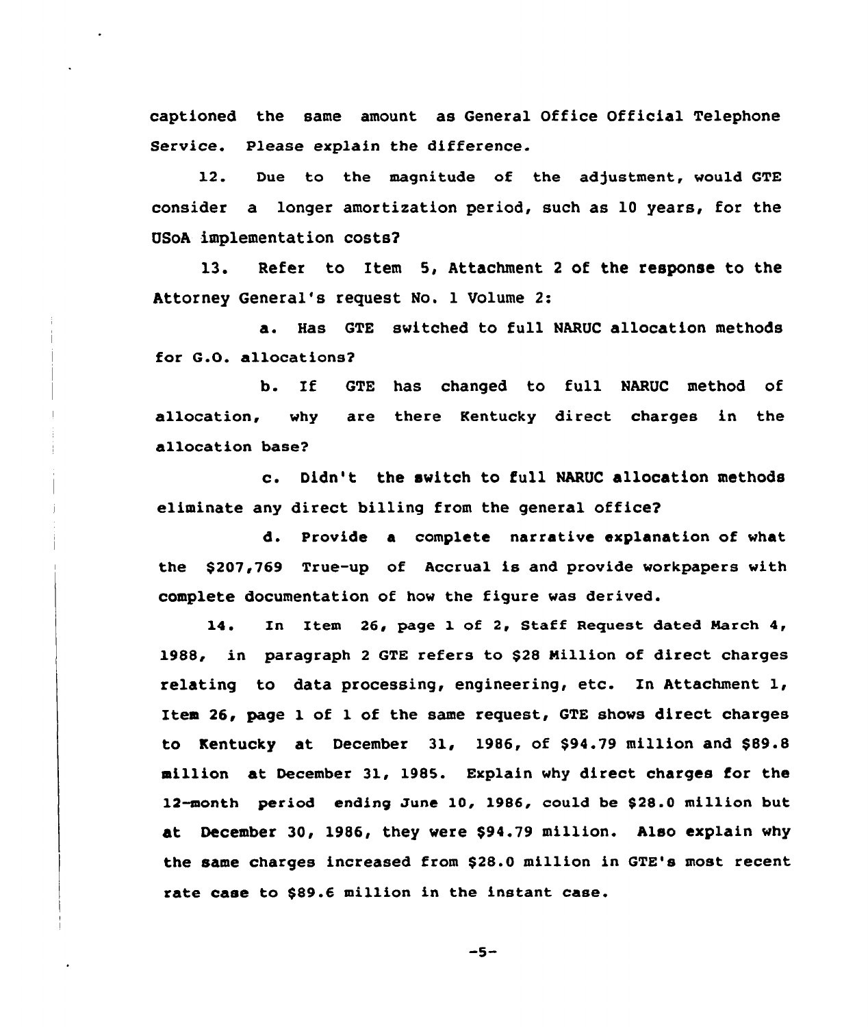captioned the same amount as General Office Official Telephone Service. Please explain the difference.

12. Due to the magnitude of the adjustment, would GTE consider a longer amortization period, such as 10 years, for the USoA implementation costs?

13. Refer to Item 5, Attachment 2 of the response to the Attorney General's request No. 1 Volume 2:

a. Has GTE switched to full NARUC allocation methods for G.O. allocations?

b. If GTE has changed to full NARUC method of allocation, why are there Kentucky direct charges in the allocation base?

c. Didn't the switch to full NARUC allocation methods eliminate any direct billing from the general office?

d. Provide a complete narrative explanation of what the $207,769 True-up of Accrual is and provide workpapers with complete documentation of how the figure was derived.

14. In Item 26, page 1 of 2, Staff Request dated March 4, 1988, in paragraph 2 GTE refers to $28 Million of direct charges relating to data processing, engineering, etc. In Attachment 1, Item 26, page 1 of 1 of the same request, GTE shows direct charges to Kentucky at December 31, 1986, of $94.79 million and $89.8 million at December 31, 1985. Explain why direct charges for the 12-month period ending June 10, 1986, could be $28.0 million but at December 30, 1986, they were $94.79 million. Also explain why the same charges increased from $28.0 million in GTE's most recent rate case to $89.6 million in the instant case.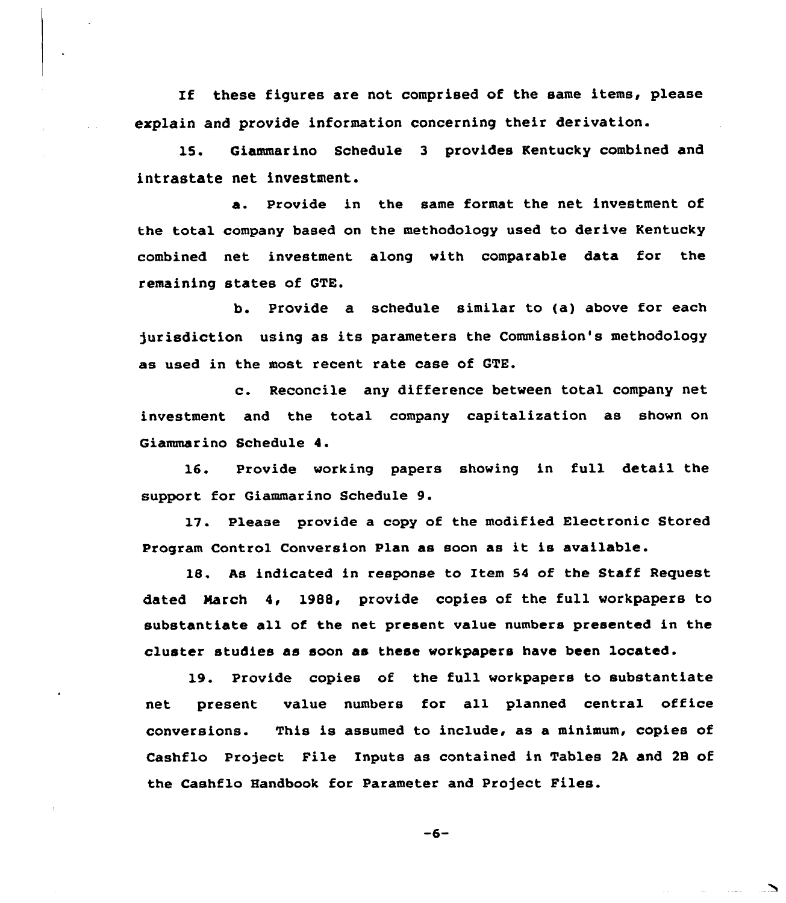If these figures are not comprised of the same items, please explain and provide information concerning their derivation.

15. Giammarino Schedule 3 provides Kentucky combined and intrastate net investment.

a. Provide in the same format the net investment of the total company based on the methodology used to derive Kentucky combined net investment along with comparable data for the remaining states of GTE.

b. Provide a schedule similar to (a) above for each jurisdiction using as its parameters the Commission's methodology as used in the most recent rate case of GTE.

c. Reconcile any difference between total company net investment and the total company capitalization as shown on Giammarino Schedule 4.

16. Provide working papers showing in full detail the support for Giammarino Schedule 9.

17. Please provide a copy of the modified Electronic Stored Program Control Conversion Plan as soon as it is available.

18. As indicated in response to Item 54 of the Staff Request dated March 4, 1988, provide copies of the full workpapers to substantiate all of the net present value numbers presented in the cluster studies as soon as these workpapers have been located.

19. Provide copies of the full workpapers to substantiate net present value numbers for all planned central office conversions. This is assumed to include, as a minimum, copies of Cashflo Project File Inputs as contained in Tables 2A and 2B of the Cashflo Handbook for Parameter and Project Files.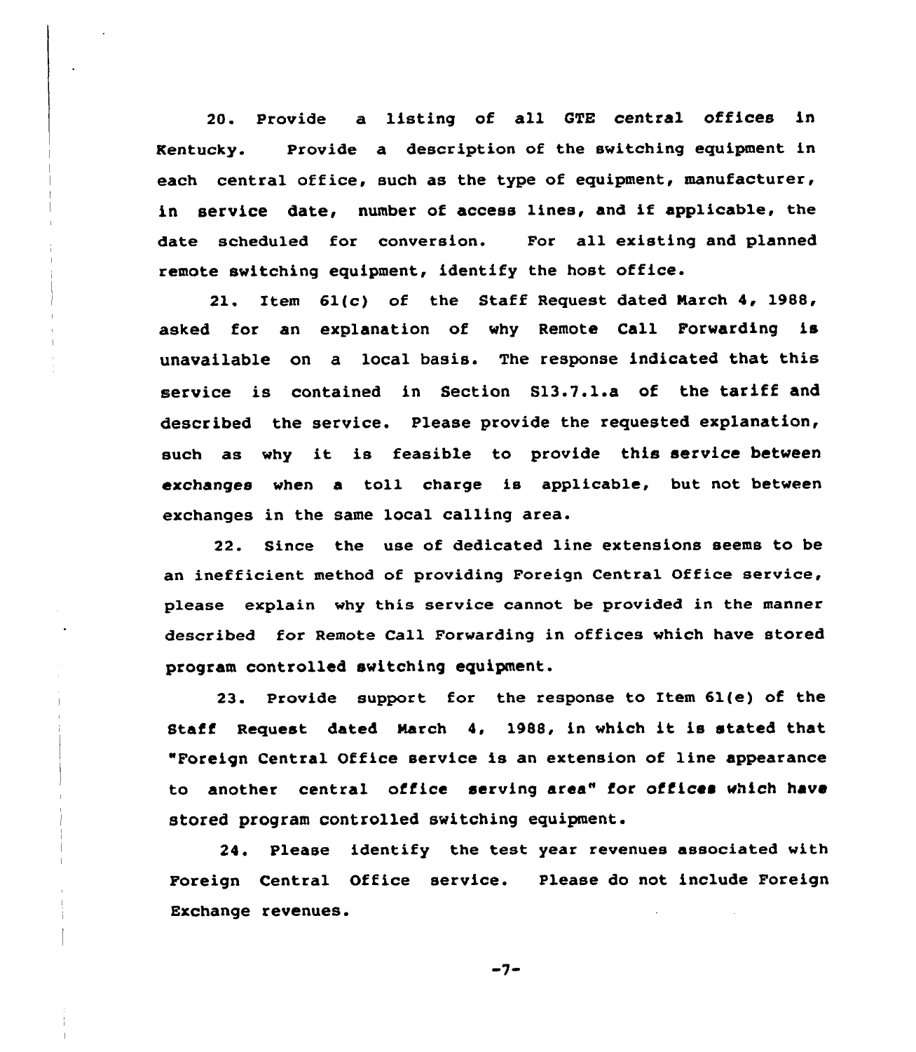20. Provide a listing of all GTE central offices in Kentucky. Provide a description of the switching equipment in each central office, such as the type of equipment, manufacturer, in service date, number of access lines, and if applicable, the date scheduled for conversion. For all existing and planned remote switching equipment, identify the host office.

21. Item 61(c) of the Staff Request dated March 4, 1988, asked for an explanation of why Remote Call Forwarding is unavailable on a local basis. The response indicated that this service is contained in Section S13.7.1.a of the tariff and described the service. Please provide the requested explanation, such as why it is feasible to provide this service between exchanges when a toll charge is applicable, but not between exchanges in the same local calling area.

22. Since the use of dedicated line extensions seems to be an inefficient method of providing Foreign Central Office service, please explain why this service cannot be provided in the manner described for Remote Call Forwarding in offices which have stored program controlled switching equipment.

23. Provide support for the response to Item 61(e) of the Staff Request dated March 4, 1988, in which it is stated that "Foreign Central Office service is an extension of line appearance to another central office serving area" for offices which have stored program controlled switching equipment.

24. Please identify the test year revenues associated with Foreign Central Office service. Please do not include Foreign Exchange revenues.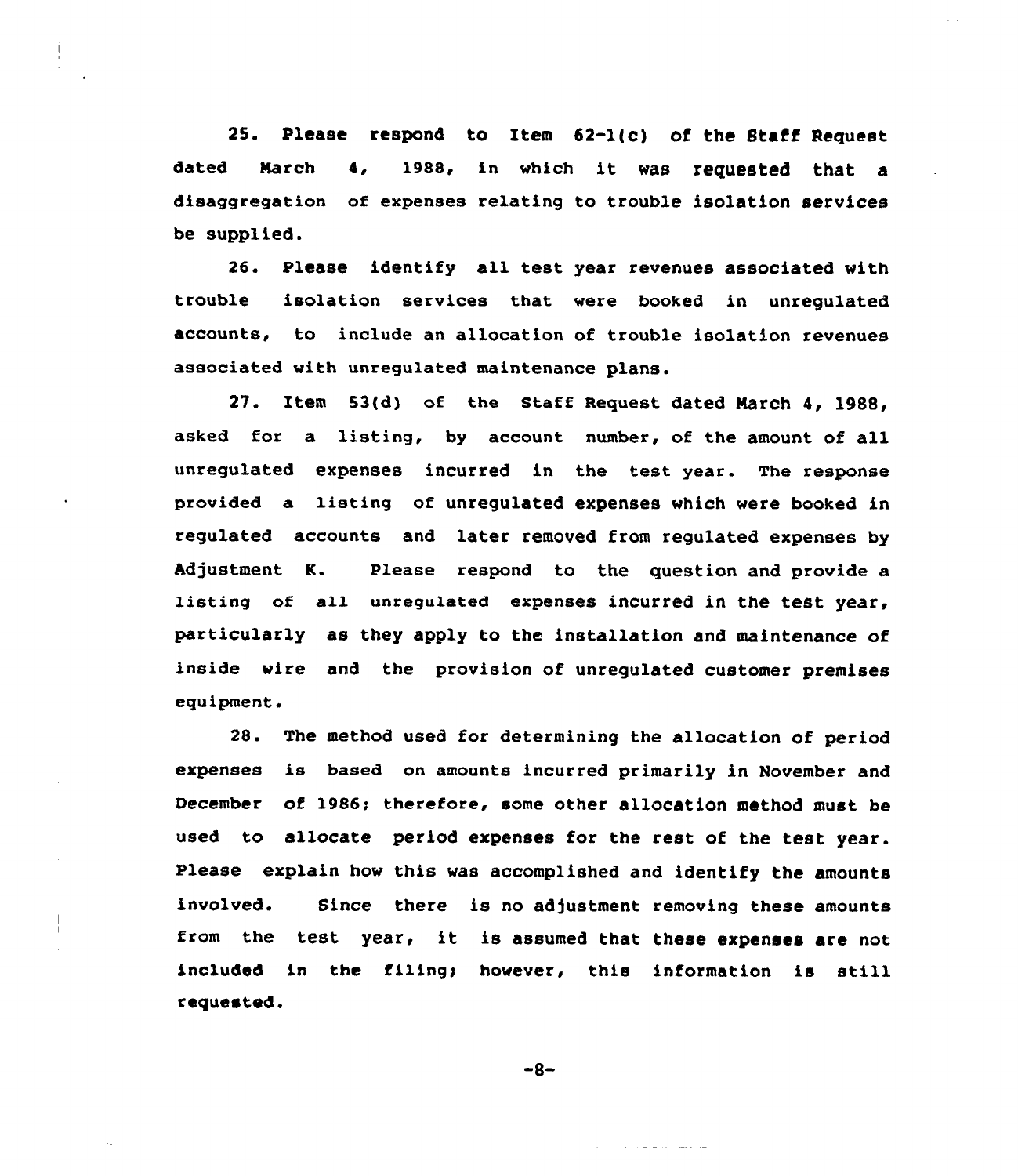25. Please respond to Item 62-1(c) of the Staff Request dated March 4, 1988, in which it was requested that a disaggregation of expenses relating to trouble isolation services be supplied.

26. Please identify all test year revenues associated with trouble isolation services that were booked in unregulated accounts, to include an allocation of trouble isolation revenues associated with unregulated maintenance plans.

27. Item 53(d) of the Staff Request dated March 4, 1988, asked for a listing, by account number, of the amount of all unregulated expenses incurred in the test year. The response provided a listing of unregulated expenses which were booked in regulated accounts and later removed from regulated expenses by Adjustment K. Please respond to the question and provide a listing of all unregulated expenses incurred in the test year, particularly as they apply to the installation and maintenance of inside wire and the provision of unregulated customer premises equipment.

28. The method used for determining the allocation of period expenses is based on amounts incurred primarily in November and December of 1986; therefore, some other allocation method must be used to allocate period expenses for the rest of the test year. Please explain how this was accomplished and identify the amounts involved. Since there is no adjustment removing these amounts from the test year, it is assumed that these expenses are not included in the filing; however, this information is still requested.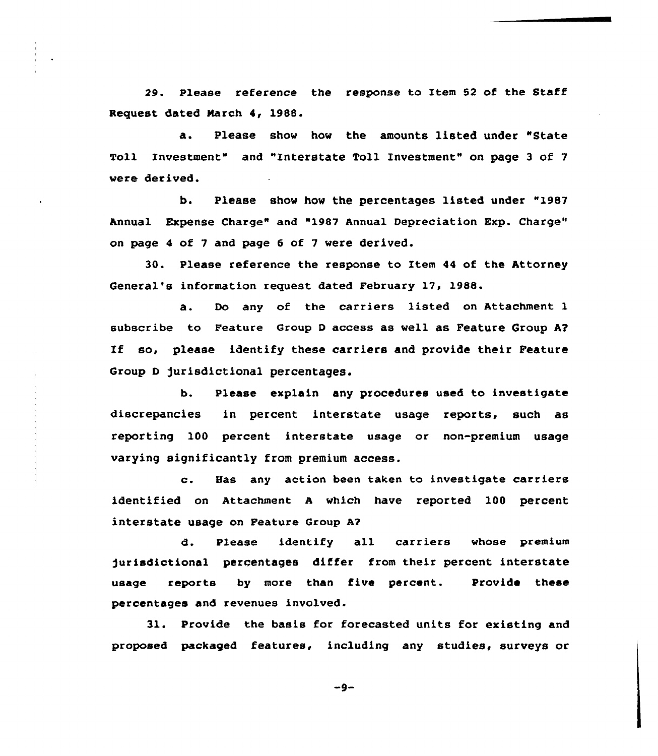29. Please reference the response to Item 52 of the Staff Request dated March 4, 1988.

a. Please show how the amounts listed under "State Toll Investment" and "Interstate Toll Investment" on page 3 of 7 were derived.

b. Please show how the percentages listed under "1987 Annual Expense Charge" and "1987 Annual Depreciation Exp. Charge" on page 4 of 7 and page 6 of 7 were derived.

30. Please reference the response to Item 44 of the Attorney General's information request dated February 17, 1988.

a. Do any of the carriers listed on Attachment 1 subscribe to Feature Group D access as well as Feature Group A? If so, please identify these carriers and provide their Feature Group D jurisdictional percentages.

b. Please explain any procedures used to investigate discrepancies in percent interstate usage reports, such as reporting 100 percent interstate usage or non-premium usage varying significantly from premium access.

c. Has any action been taken to investigate carriers identified on Attachment A which have reported 100 percent interstate usage on Feature Group A?

d. Please identify all carriers whose premium jurisdictional percentages differ from their percent interstate usage reports by more than five percent. Provide these percentages and revenues involved.

31. Provide the basis for forecasted units for existing and proposed packaged features, including any studies, surveys or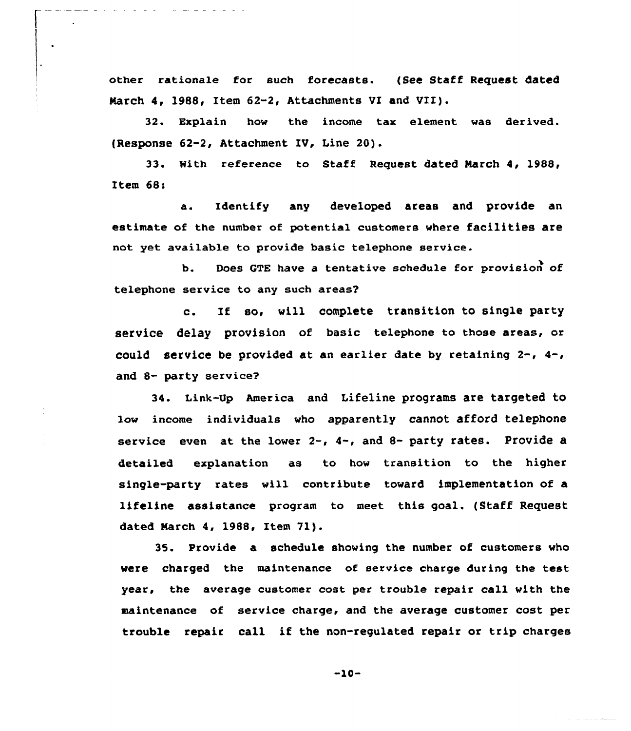other rationale for such forecasts. (See Staff Request dated March 4, 1988, Item 62-2, Attachments VI and VII).

32. Explain how the income tax element was derived. (Response 62-2, Attachment IV, Line 20).

33. With reference to Staff Request dated March 4, 1988, Item 68:

a. Identify any developed areas and provide an estimate of the number of potential customers where facilities are not yet available to provide basic telephone service.

b. Does GTE have a tentative schedule for provision of telephone service to any such areas?

c. If so, will complete transition to single party service delay provision of basic telephone to those areas, or could service be provided at an earlier date by retaining 2-, 4-, and 8- party service?

34. Link-Up America and Lifeline programs are targeted to low income individuals who apparently cannot afford telephone service even at the lower 2-, 4-, and 8- party rates. Provide a detailed explanation as to how transition to the higher single-party rates will contribute toward implementation of a lifeline assistance program to meet this goal. (Staff Request dated March 4, 1988, Item 71).

35. Provide a schedule showing the number of customers who were charged the maintenance of service charge during the test year, the average customer cost per trouble repair call with the maintenance of service charge, and the average customer cost per trouble repair call if the non-regulated repair or trip charges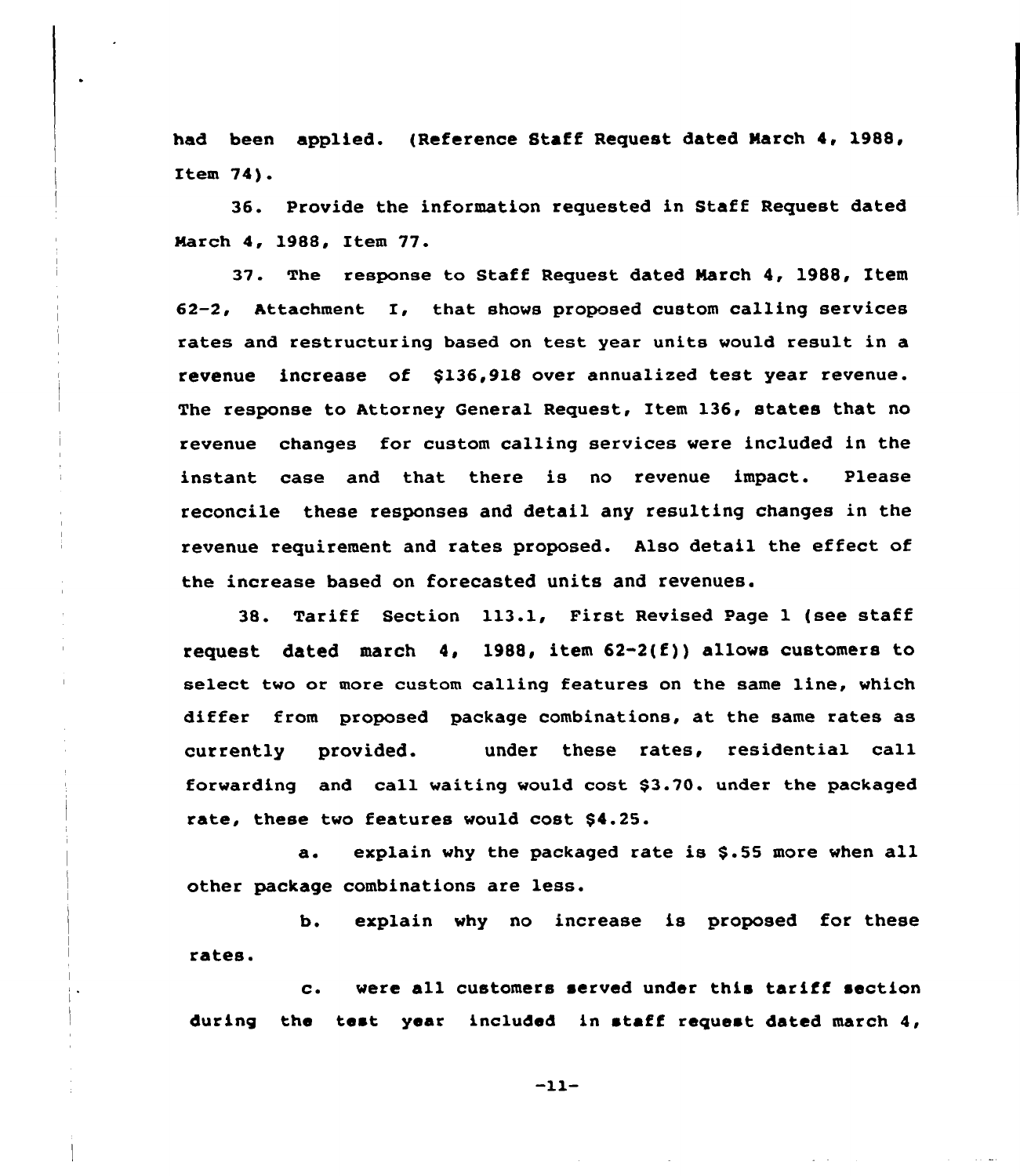had been applied. (Reference Staff Request dated March 4, 1988, Item 74).

36. Provide the information requested in Staff Request dated March 4, 1988, Item 77.

37. The response to Staff Request dated March 4, 1988, Item 62-2, Attachment I, that shows proposed custom calling services rates and restructuring based on test year units would result in a revenue increase of $136,918 over annualized test year revenue. The response to Attorney General Request, Item 136, states that no revenue changes for custom calling services were included in the instant case and that there is no revenue impact. Please reconcile these responses and detail any resulting changes in the revenue requirement and rates proposed. Also detail the effect of the increase based on forecasted units and revenues.

38. Tariff Section 113.1, First Revised Page 1 (see staff request dated march 4, 1988, item 62-2(f)) allows customers to select two or more custom calling features on the same line, which differ from proposed package combinations, at the same rates as currently provided. under these rates, residential call forwarding and call waiting would cost $3.70. under the packaged rate, these two features would cost $4.25.

a. explain why the packaged rate is $.55 more when all other package combinations are less.

b. explain why no increase is proposed for these rates.

c. were all customers served under this tariff section during the test year included in staff request dated march 4,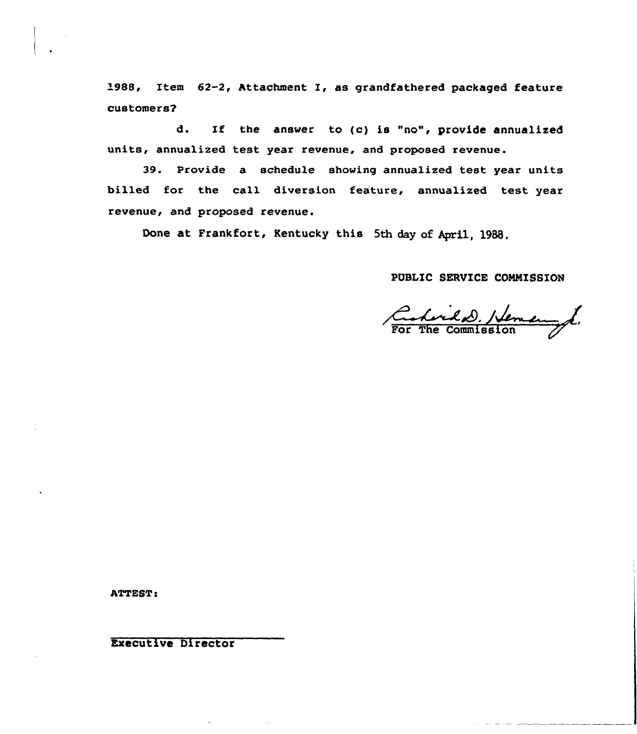1988, Item 62-2, Attachment I, as grandfathered packaged feature customers?

d. If the answer to (c) is "no", provide annualized units, annualized test year revenue, and proposed revenue.

39. Provide a schedule showing annualized test year units billed for the call diversion feature, annualized test year revenue, and proposed revenue.

Done at Frankfort, Kentucky this 5th day of April, 1988.

PUBLIC SERVICE COMMISSION

For The Commission

ATTEST:

Executive Director